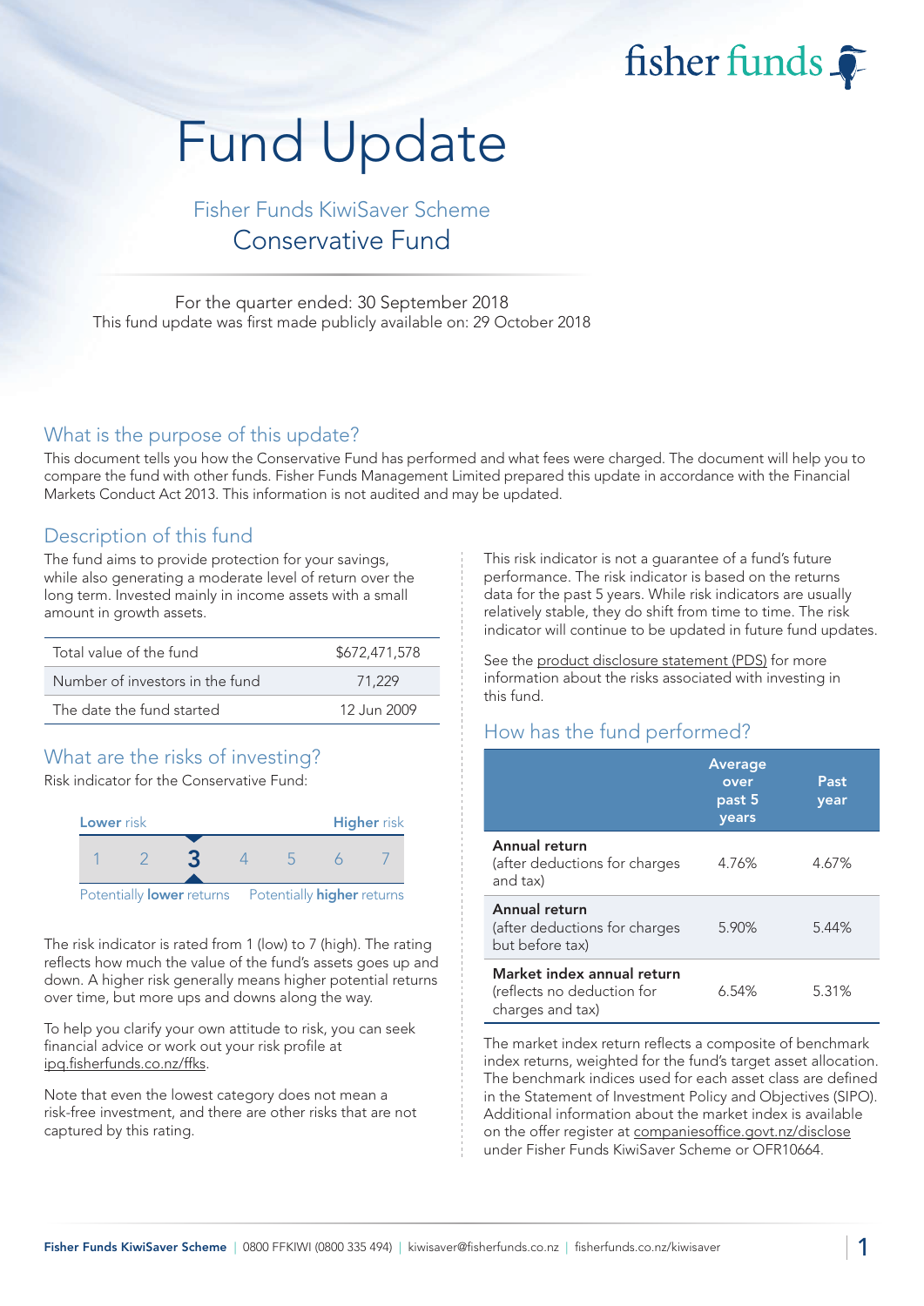fisher funds

# Fund Update

## Fisher Funds KiwiSaver Scheme
## Conservative Fund

For the quarter ended: 30 September 2018
This fund update was first made publicly available on: 29 October 2018

## What is the purpose of this update?

This document tells you how the Conservative Fund has performed and what fees were charged. The document will help you to compare the fund with other funds. Fisher Funds Management Limited prepared this update in accordance with the Financial Markets Conduct Act 2013. This information is not audited and may be updated.

## Description of this fund

The fund aims to provide protection for your savings, while also generating a moderate level of return over the long term. Invested mainly in income assets with a small amount in growth assets.

| | |
|---|---|
| Total value of the fund | $672,471,578 |
| Number of investors in the fund | 71,229 |
| The date the fund started | 12 Jun 2009 |

## What are the risks of investing?

Risk indicator for the Conservative Fund:

| Lower risk | | | | | | Higher risk |
|---|---|---|---|---|---|---|
| 1 | 2 | **3** | 4 | 5 | 6 | 7 |

Potentially **lower** returns — Potentially **higher** returns

The risk indicator is rated from 1 (low) to 7 (high). The rating reflects how much the value of the fund's assets goes up and down. A higher risk generally means higher potential returns over time, but more ups and downs along the way.

To help you clarify your own attitude to risk, you can seek financial advice or work out your risk profile at ipq.fisherfunds.co.nz/ffks.

Note that even the lowest category does not mean a risk-free investment, and there are other risks that are not captured by this rating.

This risk indicator is not a guarantee of a fund's future performance. The risk indicator is based on the returns data for the past 5 years. While risk indicators are usually relatively stable, they do shift from time to time. The risk indicator will continue to be updated in future fund updates.

See the product disclosure statement (PDS) for more information about the risks associated with investing in this fund.

## How has the fund performed?

| | Average over past 5 years | Past year |
|---|---|---|
| **Annual return** (after deductions for charges and tax) | 4.76% | 4.67% |
| **Annual return** (after deductions for charges but before tax) | 5.90% | 5.44% |
| **Market index annual return** (reflects no deduction for charges and tax) | 6.54% | 5.31% |

The market index return reflects a composite of benchmark index returns, weighted for the fund's target asset allocation. The benchmark indices used for each asset class are defined in the Statement of Investment Policy and Objectives (SIPO). Additional information about the market index is available on the offer register at companiesoffice.govt.nz/disclose under Fisher Funds KiwiSaver Scheme or OFR10664.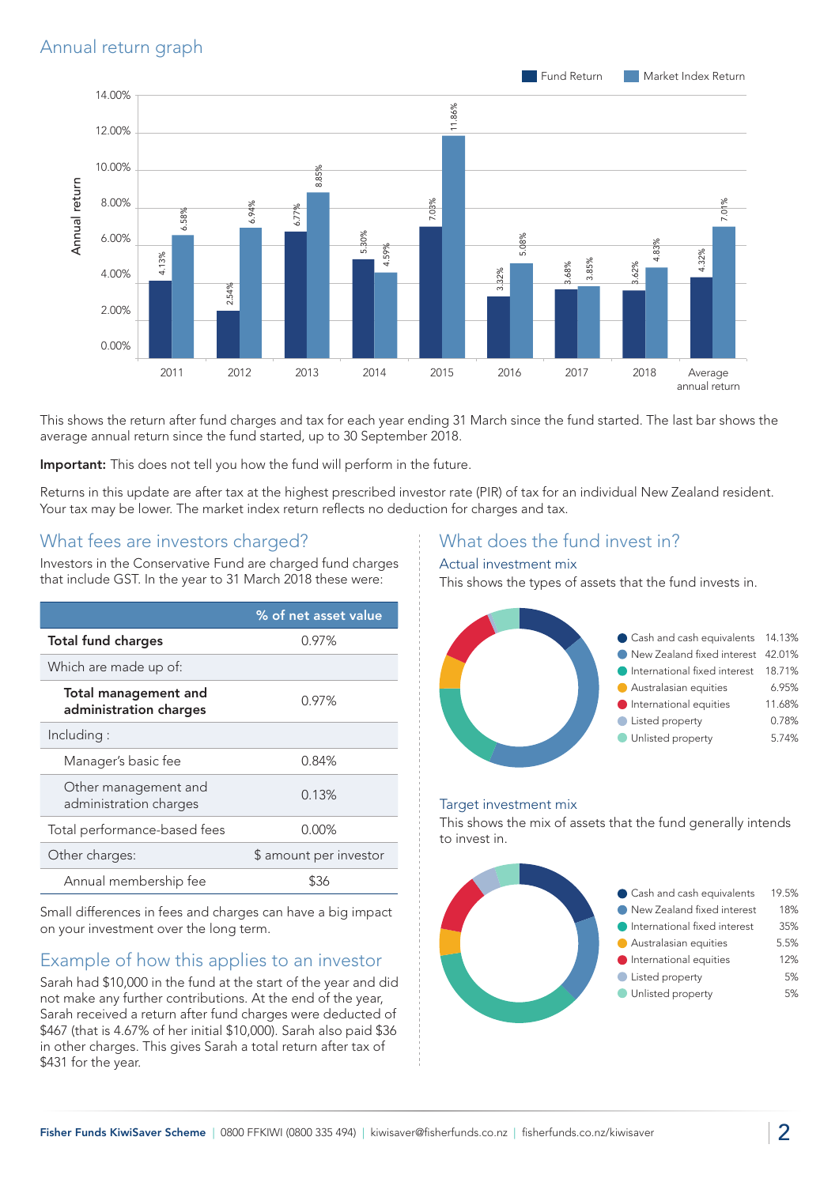## Annual return graph

| Year | Fund Return | Market Index Return |
|---|---|---|
| 2011 | 4.13% | 6.58% |
| 2012 | 2.54% | 6.94% |
| 2013 | 6.77% | 8.85% |
| 2014 | 5.30% | 4.59% |
| 2015 | 7.03% | 11.86% |
| 2016 | 3.32% | 5.08% |
| 2017 | 3.68% | 3.85% |
| 2018 | 3.62% | 4.83% |
| Average annual return | 4.32% | 7.01% |

This shows the return after fund charges and tax for each year ending 31 March since the fund started. The last bar shows the average annual return since the fund started, up to 30 September 2018.

**Important:** This does not tell you how the fund will perform in the future.

Returns in this update are after tax at the highest prescribed investor rate (PIR) of tax for an individual New Zealand resident. Your tax may be lower. The market index return reflects no deduction for charges and tax.

## What fees are investors charged?

Investors in the Conservative Fund are charged fund charges that include GST. In the year to 31 March 2018 these were:

| | % of net asset value |
|---|---|
| **Total fund charges** | 0.97% |
| Which are made up of: | |
| **Total management and administration charges** | 0.97% |
| Including : | |
| Manager's basic fee | 0.84% |
| Other management and administration charges | 0.13% |
| Total performance-based fees | 0.00% |
| Other charges: | $ amount per investor |
| Annual membership fee | $36 |

Small differences in fees and charges can have a big impact on your investment over the long term.

## Example of how this applies to an investor

Sarah had $10,000 in the fund at the start of the year and did not make any further contributions. At the end of the year, Sarah received a return after fund charges were deducted of $467 (that is 4.67% of her initial $10,000). Sarah also paid $36 in other charges. This gives Sarah a total return after tax of $431 for the year.

## What does the fund invest in?

### Actual investment mix

This shows the types of assets that the fund invests in.

| Asset type | % |
|---|---|
| Cash and cash equivalents | 14.13% |
| New Zealand fixed interest | 42.01% |
| International fixed interest | 18.71% |
| Australasian equities | 6.95% |
| International equities | 11.68% |
| Listed property | 0.78% |
| Unlisted property | 5.74% |

### Target investment mix

This shows the mix of assets that the fund generally intends to invest in.

| Asset type | % |
|---|---|
| Cash and cash equivalents | 19.5% |
| New Zealand fixed interest | 18% |
| International fixed interest | 35% |
| Australasian equities | 5.5% |
| International equities | 12% |
| Listed property | 5% |
| Unlisted property | 5% |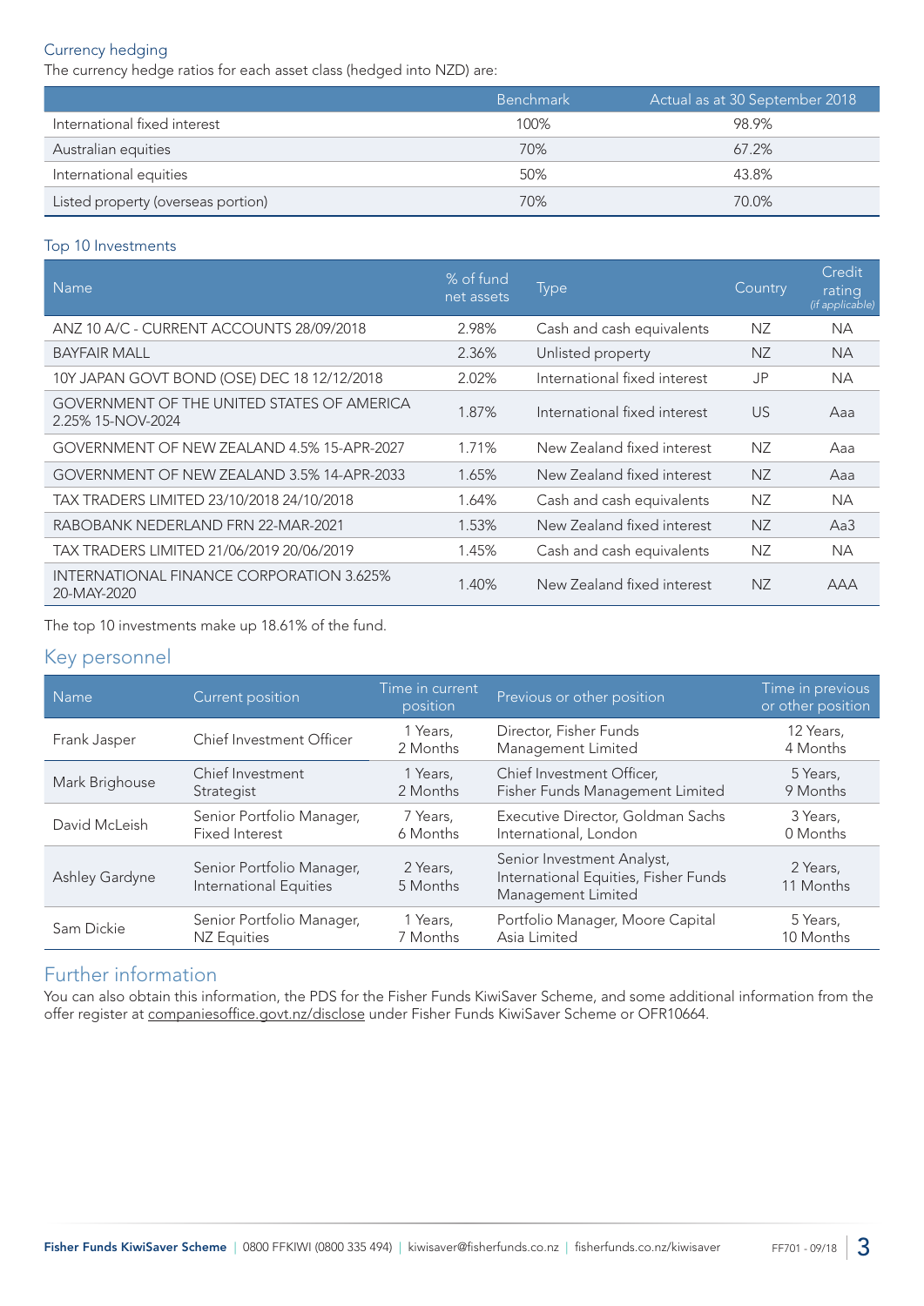### Currency hedging

The currency hedge ratios for each asset class (hedged into NZD) are:

| | Benchmark | Actual as at 30 September 2018 |
|---|---|---|
| International fixed interest | 100% | 98.9% |
| Australian equities | 70% | 67.2% |
| International equities | 50% | 43.8% |
| Listed property (overseas portion) | 70% | 70.0% |

### Top 10 Investments

| Name | % of fund net assets | Type | Country | Credit rating *(if applicable)* |
|---|---|---|---|---|
| ANZ 10 A/C - CURRENT ACCOUNTS 28/09/2018 | 2.98% | Cash and cash equivalents | NZ | NA |
| BAYFAIR MALL | 2.36% | Unlisted property | NZ | NA |
| 10Y JAPAN GOVT BOND (OSE) DEC 18 12/12/2018 | 2.02% | International fixed interest | JP | NA |
| GOVERNMENT OF THE UNITED STATES OF AMERICA 2.25% 15-NOV-2024 | 1.87% | International fixed interest | US | Aaa |
| GOVERNMENT OF NEW ZEALAND 4.5% 15-APR-2027 | 1.71% | New Zealand fixed interest | NZ | Aaa |
| GOVERNMENT OF NEW ZEALAND 3.5% 14-APR-2033 | 1.65% | New Zealand fixed interest | NZ | Aaa |
| TAX TRADERS LIMITED 23/10/2018 24/10/2018 | 1.64% | Cash and cash equivalents | NZ | NA |
| RABOBANK NEDERLAND FRN 22-MAR-2021 | 1.53% | New Zealand fixed interest | NZ | Aa3 |
| TAX TRADERS LIMITED 21/06/2019 20/06/2019 | 1.45% | Cash and cash equivalents | NZ | NA |
| INTERNATIONAL FINANCE CORPORATION 3.625% 20-MAY-2020 | 1.40% | New Zealand fixed interest | NZ | AAA |

The top 10 investments make up 18.61% of the fund.

## Key personnel

| Name | Current position | Time in current position | Previous or other position | Time in previous or other position |
|---|---|---|---|---|
| Frank Jasper | Chief Investment Officer | 1 Years, 2 Months | Director, Fisher Funds Management Limited | 12 Years, 4 Months |
| Mark Brighouse | Chief Investment Strategist | 1 Years, 2 Months | Chief Investment Officer, Fisher Funds Management Limited | 5 Years, 9 Months |
| David McLeish | Senior Portfolio Manager, Fixed Interest | 7 Years, 6 Months | Executive Director, Goldman Sachs International, London | 3 Years, 0 Months |
| Ashley Gardyne | Senior Portfolio Manager, International Equities | 2 Years, 5 Months | Senior Investment Analyst, International Equities, Fisher Funds Management Limited | 2 Years, 11 Months |
| Sam Dickie | Senior Portfolio Manager, NZ Equities | 1 Years, 7 Months | Portfolio Manager, Moore Capital Asia Limited | 5 Years, 10 Months |

## Further information

You can also obtain this information, the PDS for the Fisher Funds KiwiSaver Scheme, and some additional information from the offer register at companiesoffice.govt.nz/disclose under Fisher Funds KiwiSaver Scheme or OFR10664.